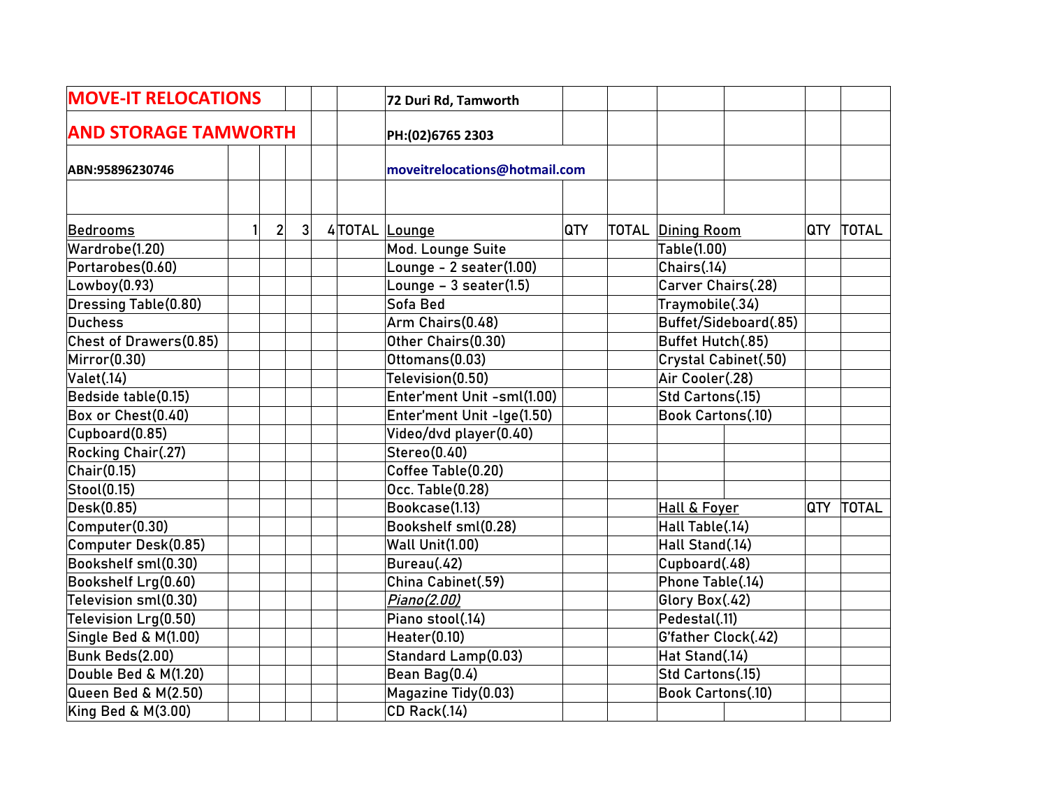**MOVE-IT RELOCATIONS**

**AND STORAGE TAMWORTH**

**ABN:95896230746**

**72 Duri Rd, Tamworth**

**PH:(02)6765 2303**

**moveitrelocations@hotmail.com**

| Bedrooms | 1 | 2 | 3 | 4 | TOTAL | Lounge | QTY | TOTAL | Dining Room | QTY | TOTAL |
|---|---|---|---|---|---|---|---|---|---|---|---|
| Wardrobe(1.20) | | | | | | Mod. Lounge Suite | | | Table(1.00) | | |
| Portarobes(0.60) | | | | | | Lounge - 2 seater(1.00) | | | Chairs(.14) | | |
| Lowboy(0.93) | | | | | | Lounge – 3 seater(1.5) | | | Carver Chairs(.28) | | |
| Dressing Table(0.80) | | | | | | Sofa Bed | | | Traymobile(.34) | | |
| Duchess | | | | | | Arm Chairs(0.48) | | | Buffet/Sideboard(.85) | | |
| Chest of Drawers(0.85) | | | | | | Other Chairs(0.30) | | | Buffet Hutch(.85) | | |
| Mirror(0.30) | | | | | | Ottomans(0.03) | | | Crystal Cabinet(.50) | | |
| Valet(.14) | | | | | | Television(0.50) | | | Air Cooler(.28) | | |
| Bedside table(0.15) | | | | | | Enter'ment Unit -sml(1.00) | | | Std Cartons(.15) | | |
| Box or Chest(0.40) | | | | | | Enter'ment Unit -lge(1.50) | | | Book Cartons(.10) | | |
| Cupboard(0.85) | | | | | | Video/dvd player(0.40) | | | | | |
| Rocking Chair(.27) | | | | | | Stereo(0.40) | | | | | |
| Chair(0.15) | | | | | | Coffee Table(0.20) | | | | | |
| Stool(0.15) | | | | | | Occ. Table(0.28) | | | | | |
| Desk(0.85) | | | | | | Bookcase(1.13) | | | Hall & Foyer | QTY | TOTAL |
| Computer(0.30) | | | | | | Bookshelf sml(0.28) | | | Hall Table(.14) | | |
| Computer Desk(0.85) | | | | | | Wall Unit(1.00) | | | Hall Stand(.14) | | |
| Bookshelf sml(0.30) | | | | | | Bureau(.42) | | | Cupboard(.48) | | |
| Bookshelf Lrg(0.60) | | | | | | China Cabinet(.59) | | | Phone Table(.14) | | |
| Television sml(0.30) | | | | | | *Piano(2.00)* | | | Glory Box(.42) | | |
| Television Lrg(0.50) | | | | | | Piano stool(.14) | | | Pedestal(.11) | | |
| Single Bed & M(1.00) | | | | | | Heater(0.10) | | | G'father Clock(.42) | | |
| Bunk Beds(2.00) | | | | | | Standard Lamp(0.03) | | | Hat Stand(.14) | | |
| Double Bed & M(1.20) | | | | | | Bean Bag(0.4) | | | Std Cartons(.15) | | |
| Queen Bed & M(2.50) | | | | | | Magazine Tidy(0.03) | | | Book Cartons(.10) | | |
| King Bed & M(3.00) | | | | | | CD Rack(.14) | | | | | |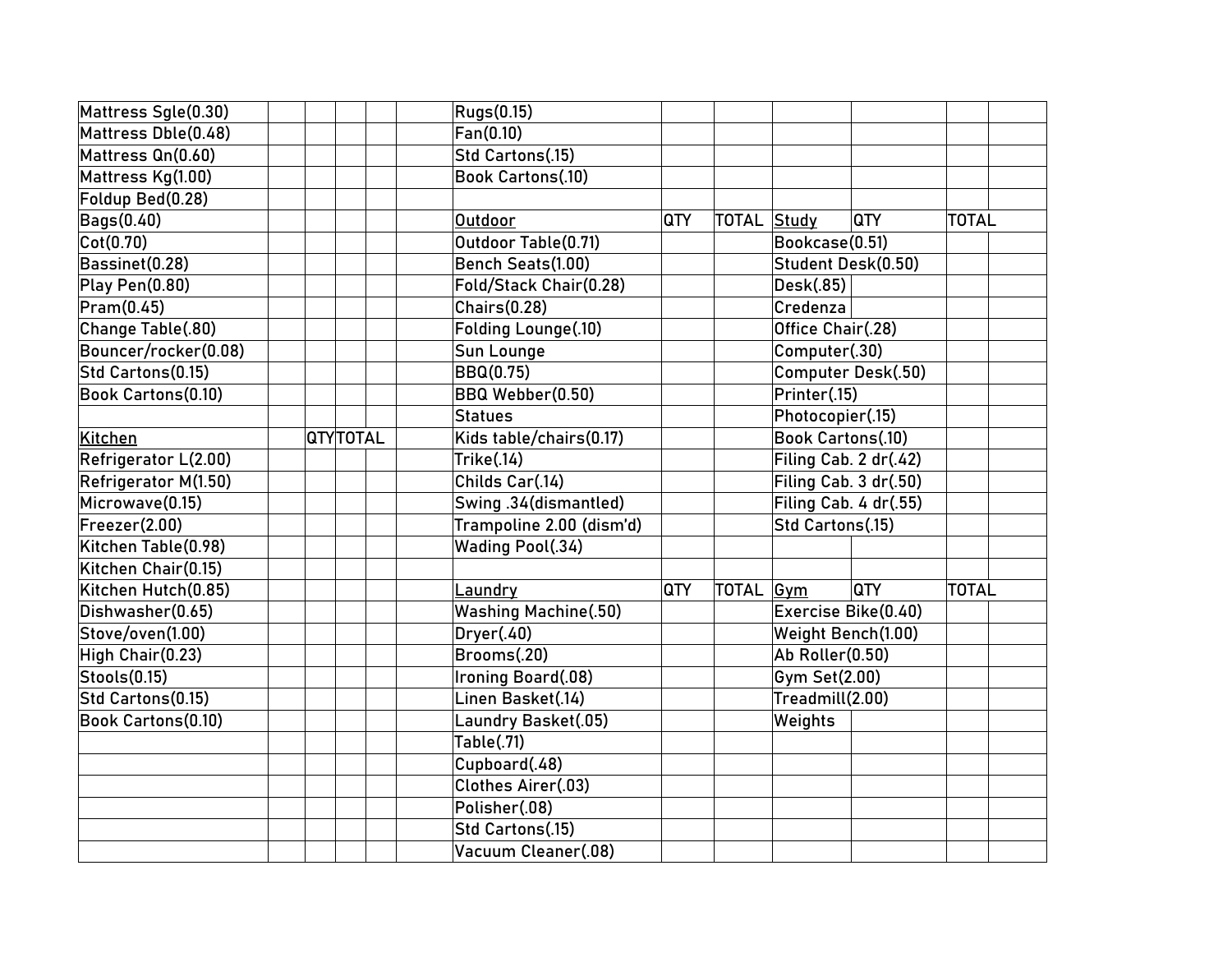| | | | | | | | | | | | | |
|---|---|---|---|---|---|---|---|---|---|---|---|---|
| Mattress Sgle(0.30) | | | | | | Rugs(0.15) | | | | | | |
| Mattress Dble(0.48) | | | | | | Fan(0.10) | | | | | | |
| Mattress Qn(0.60) | | | | | | Std Cartons(.15) | | | | | | |
| Mattress Kg(1.00) | | | | | | Book Cartons(.10) | | | | | | |
| Foldup Bed(0.28) | | | | | | | | | | | | |
| Bags(0.40) | | | | | | Outdoor | QTY | TOTAL | Study | QTY | TOTAL | |
| Cot(0.70) | | | | | | Outdoor Table(0.71) | | | Bookcase(0.51) | | | |
| Bassinet(0.28) | | | | | | Bench Seats(1.00) | | | Student Desk(0.50) | | | |
| Play Pen(0.80) | | | | | | Fold/Stack Chair(0.28) | | | Desk(.85) | | | |
| Pram(0.45) | | | | | | Chairs(0.28) | | | Credenza | | | |
| Change Table(.80) | | | | | | Folding Lounge(.10) | | | Office Chair(.28) | | | |
| Bouncer/rocker(0.08) | | | | | | Sun Lounge | | | Computer(.30) | | | |
| Std Cartons(0.15) | | | | | | BBQ(0.75) | | | Computer Desk(.50) | | | |
| Book Cartons(0.10) | | | | | | BBQ Webber(0.50) | | | Printer(.15) | | | |
| | | | | | | Statues | | | Photocopier(.15) | | | |
| Kitchen | | QTY | TOTAL | | | Kids table/chairs(0.17) | | | Book Cartons(.10) | | | |
| Refrigerator L(2.00) | | | | | | Trike(.14) | | | Filing Cab. 2 dr(.42) | | | |
| Refrigerator M(1.50) | | | | | | Childs Car(.14) | | | Filing Cab. 3 dr(.50) | | | |
| Microwave(0.15) | | | | | | Swing .34(dismantled) | | | Filing Cab. 4 dr(.55) | | | |
| Freezer(2.00) | | | | | | Trampoline 2.00 (dism'd) | | | Std Cartons(.15) | | | |
| Kitchen Table(0.98) | | | | | | Wading Pool(.34) | | | | | | |
| Kitchen Chair(0.15) | | | | | | | | | | | | |
| Kitchen Hutch(0.85) | | | | | | Laundry | QTY | TOTAL | Gym | QTY | TOTAL | |
| Dishwasher(0.65) | | | | | | Washing Machine(.50) | | | Exercise Bike(0.40) | | | |
| Stove/oven(1.00) | | | | | | Dryer(.40) | | | Weight Bench(1.00) | | | |
| High Chair(0.23) | | | | | | Brooms(.20) | | | Ab Roller(0.50) | | | |
| Stools(0.15) | | | | | | Ironing Board(.08) | | | Gym Set(2.00) | | | |
| Std Cartons(0.15) | | | | | | Linen Basket(.14) | | | Treadmill(2.00) | | | |
| Book Cartons(0.10) | | | | | | Laundry Basket(.05) | | | Weights | | | |
| | | | | | | Table(.71) | | | | | | |
| | | | | | | Cupboard(.48) | | | | | | |
| | | | | | | Clothes Airer(.03) | | | | | | |
| | | | | | | Polisher(.08) | | | | | | |
| | | | | | | Std Cartons(.15) | | | | | | |
| | | | | | | Vacuum Cleaner(.08) | | | | | | |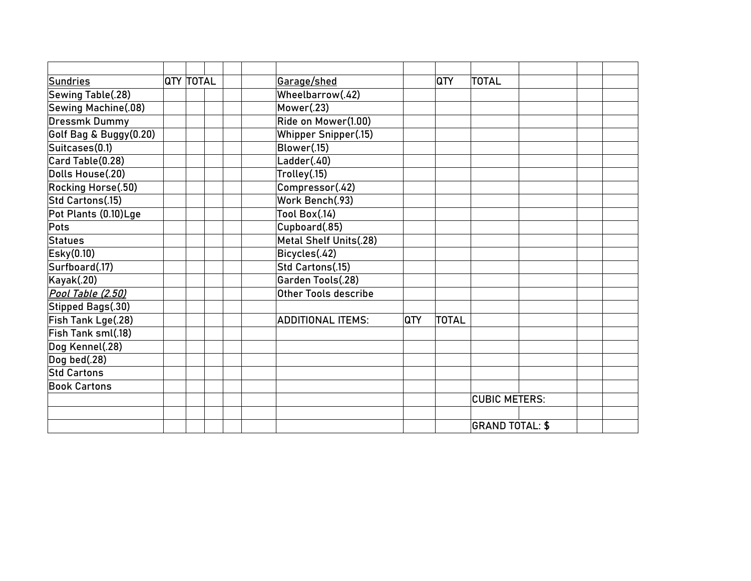| | | | | | | | | | | | | |
|---|---|---|---|---|---|---|---|---|---|---|---|---|
| <u>Sundries</u> | QTY | TOTAL | | | | <u>Garage/shed</u> | | QTY | TOTAL | | | |
| Sewing Table(.28) | | | | | | Wheelbarrow(.42) | | | | | | |
| Sewing Machine(.08) | | | | | | Mower(.23) | | | | | | |
| Dressmk Dummy | | | | | | Ride on Mower(1.00) | | | | | | |
| Golf Bag & Buggy(0.20) | | | | | | Whipper Snipper(.15) | | | | | | |
| Suitcases(0.1) | | | | | | Blower(.15) | | | | | | |
| Card Table(0.28) | | | | | | Ladder(.40) | | | | | | |
| Dolls House(.20) | | | | | | Trolley(.15) | | | | | | |
| Rocking Horse(.50) | | | | | | Compressor(.42) | | | | | | |
| Std Cartons(.15) | | | | | | Work Bench(.93) | | | | | | |
| Pot Plants (0.10)Lge | | | | | | Tool Box(.14) | | | | | | |
| Pots | | | | | | Cupboard(.85) | | | | | | |
| Statues | | | | | | Metal Shelf Units(.28) | | | | | | |
| Esky(0.10) | | | | | | Bicycles(.42) | | | | | | |
| Surfboard(.17) | | | | | | Std Cartons(.15) | | | | | | |
| Kayak(.20) | | | | | | Garden Tools(.28) | | | | | | |
| <u>*Pool Table (2.50)*</u> | | | | | | Other Tools describe | | | | | | |
| Stipped Bags(.30) | | | | | | | | | | | | |
| Fish Tank Lge(.28) | | | | | | ADDITIONAL ITEMS: | QTY | TOTAL | | | | |
| Fish Tank sml(.18) | | | | | | | | | | | | |
| Dog Kennel(.28) | | | | | | | | | | | | |
| Dog bed(.28) | | | | | | | | | | | | |
| Std Cartons | | | | | | | | | | | | |
| Book Cartons | | | | | | | | | | | | |
| | | | | | | | | | CUBIC METERS: | | | |
| | | | | | | | | | | | | |
| | | | | | | | | | GRAND TOTAL: $ | | | |